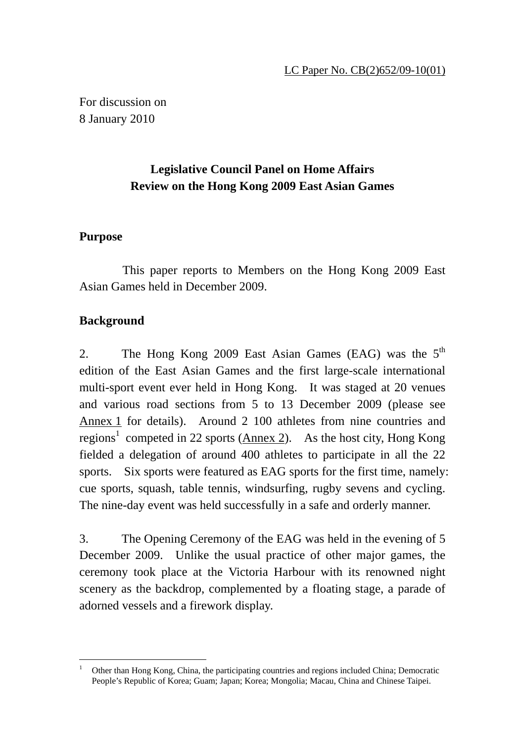LC Paper No. CB(2)652/09-10(01)

For discussion on
8 January 2010

**Legislative Council Panel on Home Affairs**
**Review on the Hong Kong 2009 East Asian Games**

**Purpose**

This paper reports to Members on the Hong Kong 2009 East Asian Games held in December 2009.

**Background**

2. The Hong Kong 2009 East Asian Games (EAG) was the 5th edition of the East Asian Games and the first large-scale international multi-sport event ever held in Hong Kong. It was staged at 20 venues and various road sections from 5 to 13 December 2009 (please see Annex 1 for details). Around 2 100 athletes from nine countries and regions[1] competed in 22 sports (Annex 2). As the host city, Hong Kong fielded a delegation of around 400 athletes to participate in all the 22 sports. Six sports were featured as EAG sports for the first time, namely: cue sports, squash, table tennis, windsurfing, rugby sevens and cycling. The nine-day event was held successfully in a safe and orderly manner.

3. The Opening Ceremony of the EAG was held in the evening of 5 December 2009. Unlike the usual practice of other major games, the ceremony took place at the Victoria Harbour with its renowned night scenery as the backdrop, complemented by a floating stage, a parade of adorned vessels and a firework display.

[1] Other than Hong Kong, China, the participating countries and regions included China; Democratic People's Republic of Korea; Guam; Japan; Korea; Mongolia; Macau, China and Chinese Taipei.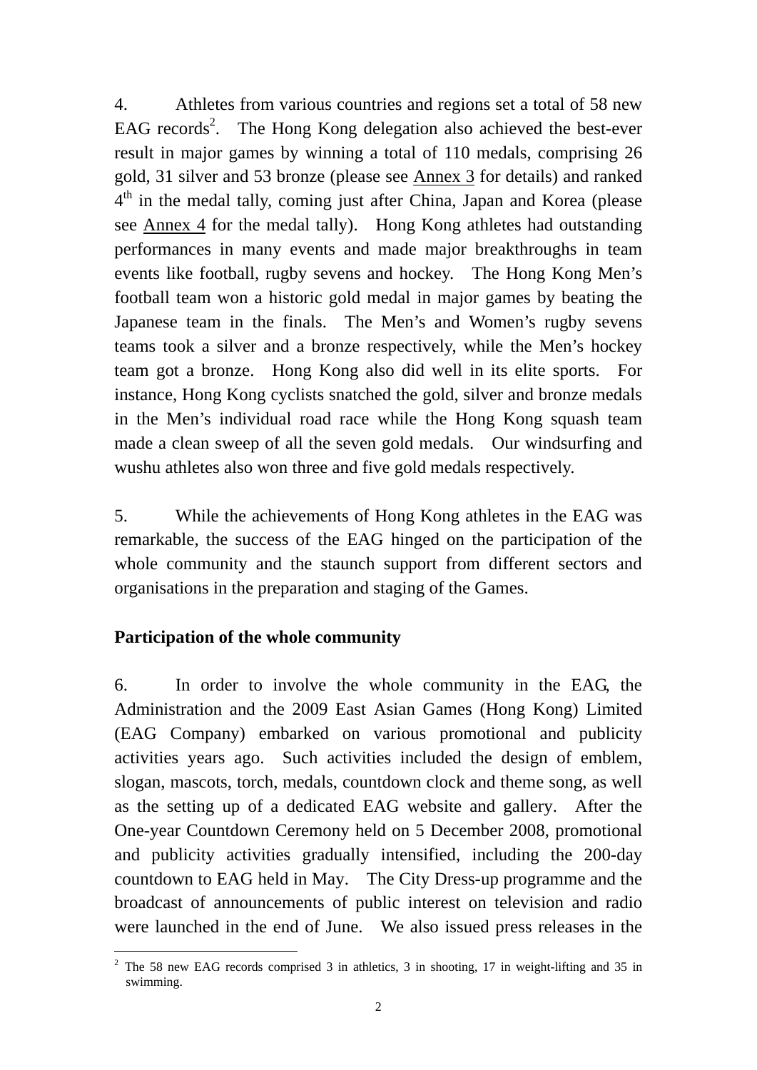4. Athletes from various countries and regions set a total of 58 new EAG records[2]. The Hong Kong delegation also achieved the best-ever result in major games by winning a total of 110 medals, comprising 26 gold, 31 silver and 53 bronze (please see Annex 3 for details) and ranked 4th in the medal tally, coming just after China, Japan and Korea (please see Annex 4 for the medal tally). Hong Kong athletes had outstanding performances in many events and made major breakthroughs in team events like football, rugby sevens and hockey. The Hong Kong Men's football team won a historic gold medal in major games by beating the Japanese team in the finals. The Men's and Women's rugby sevens teams took a silver and a bronze respectively, while the Men's hockey team got a bronze. Hong Kong also did well in its elite sports. For instance, Hong Kong cyclists snatched the gold, silver and bronze medals in the Men's individual road race while the Hong Kong squash team made a clean sweep of all the seven gold medals. Our windsurfing and wushu athletes also won three and five gold medals respectively.

5. While the achievements of Hong Kong athletes in the EAG was remarkable, the success of the EAG hinged on the participation of the whole community and the staunch support from different sectors and organisations in the preparation and staging of the Games.

**Participation of the whole community**

6. In order to involve the whole community in the EAG, the Administration and the 2009 East Asian Games (Hong Kong) Limited (EAG Company) embarked on various promotional and publicity activities years ago. Such activities included the design of emblem, slogan, mascots, torch, medals, countdown clock and theme song, as well as the setting up of a dedicated EAG website and gallery. After the One-year Countdown Ceremony held on 5 December 2008, promotional and publicity activities gradually intensified, including the 200-day countdown to EAG held in May. The City Dress-up programme and the broadcast of announcements of public interest on television and radio were launched in the end of June. We also issued press releases in the

---

[2] The 58 new EAG records comprised 3 in athletics, 3 in shooting, 17 in weight-lifting and 35 in swimming.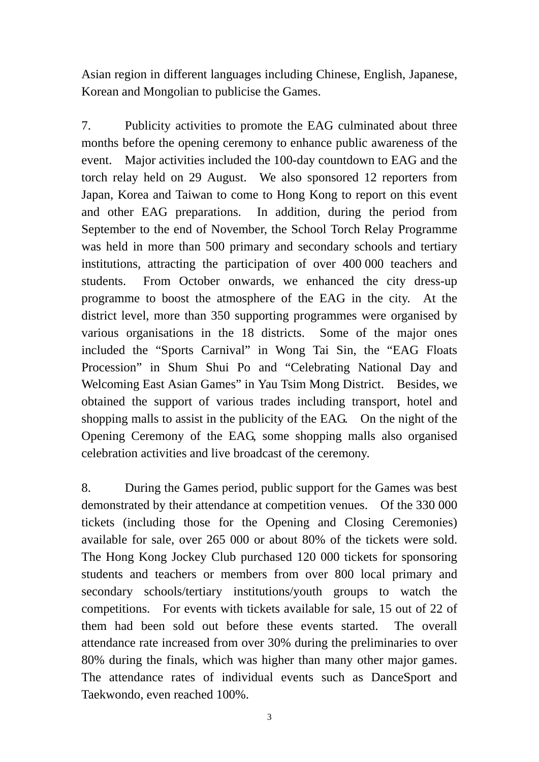Asian region in different languages including Chinese, English, Japanese, Korean and Mongolian to publicise the Games.

7. Publicity activities to promote the EAG culminated about three months before the opening ceremony to enhance public awareness of the event. Major activities included the 100-day countdown to EAG and the torch relay held on 29 August. We also sponsored 12 reporters from Japan, Korea and Taiwan to come to Hong Kong to report on this event and other EAG preparations. In addition, during the period from September to the end of November, the School Torch Relay Programme was held in more than 500 primary and secondary schools and tertiary institutions, attracting the participation of over 400 000 teachers and students. From October onwards, we enhanced the city dress-up programme to boost the atmosphere of the EAG in the city. At the district level, more than 350 supporting programmes were organised by various organisations in the 18 districts. Some of the major ones included the “Sports Carnival” in Wong Tai Sin, the “EAG Floats Procession” in Shum Shui Po and “Celebrating National Day and Welcoming East Asian Games” in Yau Tsim Mong District. Besides, we obtained the support of various trades including transport, hotel and shopping malls to assist in the publicity of the EAG. On the night of the Opening Ceremony of the EAG, some shopping malls also organised celebration activities and live broadcast of the ceremony.

8. During the Games period, public support for the Games was best demonstrated by their attendance at competition venues. Of the 330 000 tickets (including those for the Opening and Closing Ceremonies) available for sale, over 265 000 or about 80% of the tickets were sold. The Hong Kong Jockey Club purchased 120 000 tickets for sponsoring students and teachers or members from over 800 local primary and secondary schools/tertiary institutions/youth groups to watch the competitions. For events with tickets available for sale, 15 out of 22 of them had been sold out before these events started. The overall attendance rate increased from over 30% during the preliminaries to over 80% during the finals, which was higher than many other major games. The attendance rates of individual events such as DanceSport and Taekwondo, even reached 100%.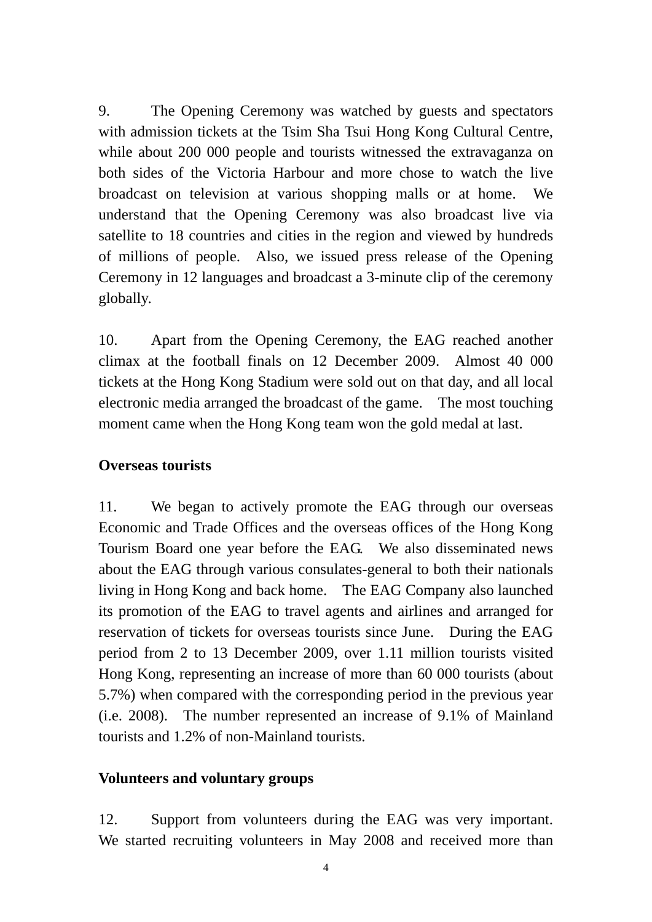9. The Opening Ceremony was watched by guests and spectators with admission tickets at the Tsim Sha Tsui Hong Kong Cultural Centre, while about 200 000 people and tourists witnessed the extravaganza on both sides of the Victoria Harbour and more chose to watch the live broadcast on television at various shopping malls or at home. We understand that the Opening Ceremony was also broadcast live via satellite to 18 countries and cities in the region and viewed by hundreds of millions of people. Also, we issued press release of the Opening Ceremony in 12 languages and broadcast a 3-minute clip of the ceremony globally.

10. Apart from the Opening Ceremony, the EAG reached another climax at the football finals on 12 December 2009. Almost 40 000 tickets at the Hong Kong Stadium were sold out on that day, and all local electronic media arranged the broadcast of the game. The most touching moment came when the Hong Kong team won the gold medal at last.

**Overseas tourists**

11. We began to actively promote the EAG through our overseas Economic and Trade Offices and the overseas offices of the Hong Kong Tourism Board one year before the EAG. We also disseminated news about the EAG through various consulates-general to both their nationals living in Hong Kong and back home. The EAG Company also launched its promotion of the EAG to travel agents and airlines and arranged for reservation of tickets for overseas tourists since June. During the EAG period from 2 to 13 December 2009, over 1.11 million tourists visited Hong Kong, representing an increase of more than 60 000 tourists (about 5.7%) when compared with the corresponding period in the previous year (i.e. 2008). The number represented an increase of 9.1% of Mainland tourists and 1.2% of non-Mainland tourists.

**Volunteers and voluntary groups**

12. Support from volunteers during the EAG was very important. We started recruiting volunteers in May 2008 and received more than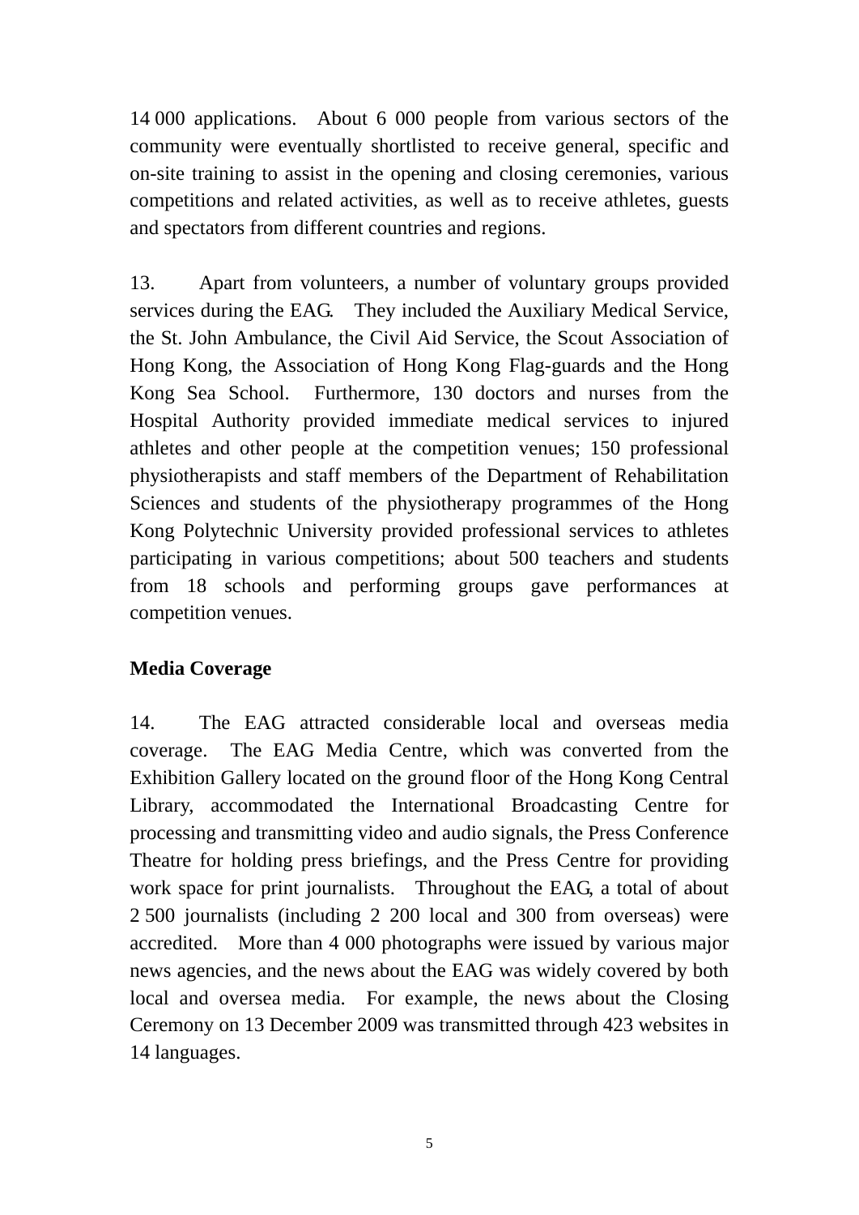14 000 applications. About 6 000 people from various sectors of the community were eventually shortlisted to receive general, specific and on-site training to assist in the opening and closing ceremonies, various competitions and related activities, as well as to receive athletes, guests and spectators from different countries and regions.

13. Apart from volunteers, a number of voluntary groups provided services during the EAG. They included the Auxiliary Medical Service, the St. John Ambulance, the Civil Aid Service, the Scout Association of Hong Kong, the Association of Hong Kong Flag-guards and the Hong Kong Sea School. Furthermore, 130 doctors and nurses from the Hospital Authority provided immediate medical services to injured athletes and other people at the competition venues; 150 professional physiotherapists and staff members of the Department of Rehabilitation Sciences and students of the physiotherapy programmes of the Hong Kong Polytechnic University provided professional services to athletes participating in various competitions; about 500 teachers and students from 18 schools and performing groups gave performances at competition venues.

**Media Coverage**

14. The EAG attracted considerable local and overseas media coverage. The EAG Media Centre, which was converted from the Exhibition Gallery located on the ground floor of the Hong Kong Central Library, accommodated the International Broadcasting Centre for processing and transmitting video and audio signals, the Press Conference Theatre for holding press briefings, and the Press Centre for providing work space for print journalists. Throughout the EAG, a total of about 2 500 journalists (including 2 200 local and 300 from overseas) were accredited. More than 4 000 photographs were issued by various major news agencies, and the news about the EAG was widely covered by both local and oversea media. For example, the news about the Closing Ceremony on 13 December 2009 was transmitted through 423 websites in 14 languages.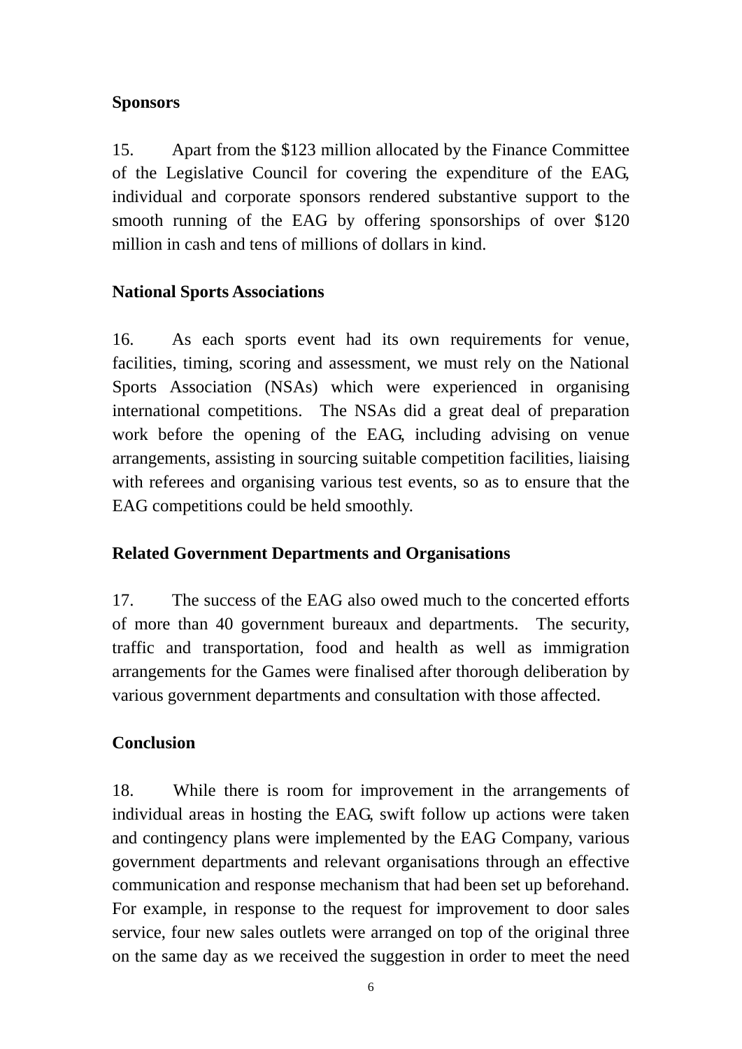**Sponsors**

15. Apart from the $123 million allocated by the Finance Committee of the Legislative Council for covering the expenditure of the EAG, individual and corporate sponsors rendered substantive support to the smooth running of the EAG by offering sponsorships of over $120 million in cash and tens of millions of dollars in kind.

**National Sports Associations**

16. As each sports event had its own requirements for venue, facilities, timing, scoring and assessment, we must rely on the National Sports Association (NSAs) which were experienced in organising international competitions. The NSAs did a great deal of preparation work before the opening of the EAG, including advising on venue arrangements, assisting in sourcing suitable competition facilities, liaising with referees and organising various test events, so as to ensure that the EAG competitions could be held smoothly.

**Related Government Departments and Organisations**

17. The success of the EAG also owed much to the concerted efforts of more than 40 government bureaux and departments. The security, traffic and transportation, food and health as well as immigration arrangements for the Games were finalised after thorough deliberation by various government departments and consultation with those affected.

**Conclusion**

18. While there is room for improvement in the arrangements of individual areas in hosting the EAG, swift follow up actions were taken and contingency plans were implemented by the EAG Company, various government departments and relevant organisations through an effective communication and response mechanism that had been set up beforehand. For example, in response to the request for improvement to door sales service, four new sales outlets were arranged on top of the original three on the same day as we received the suggestion in order to meet the need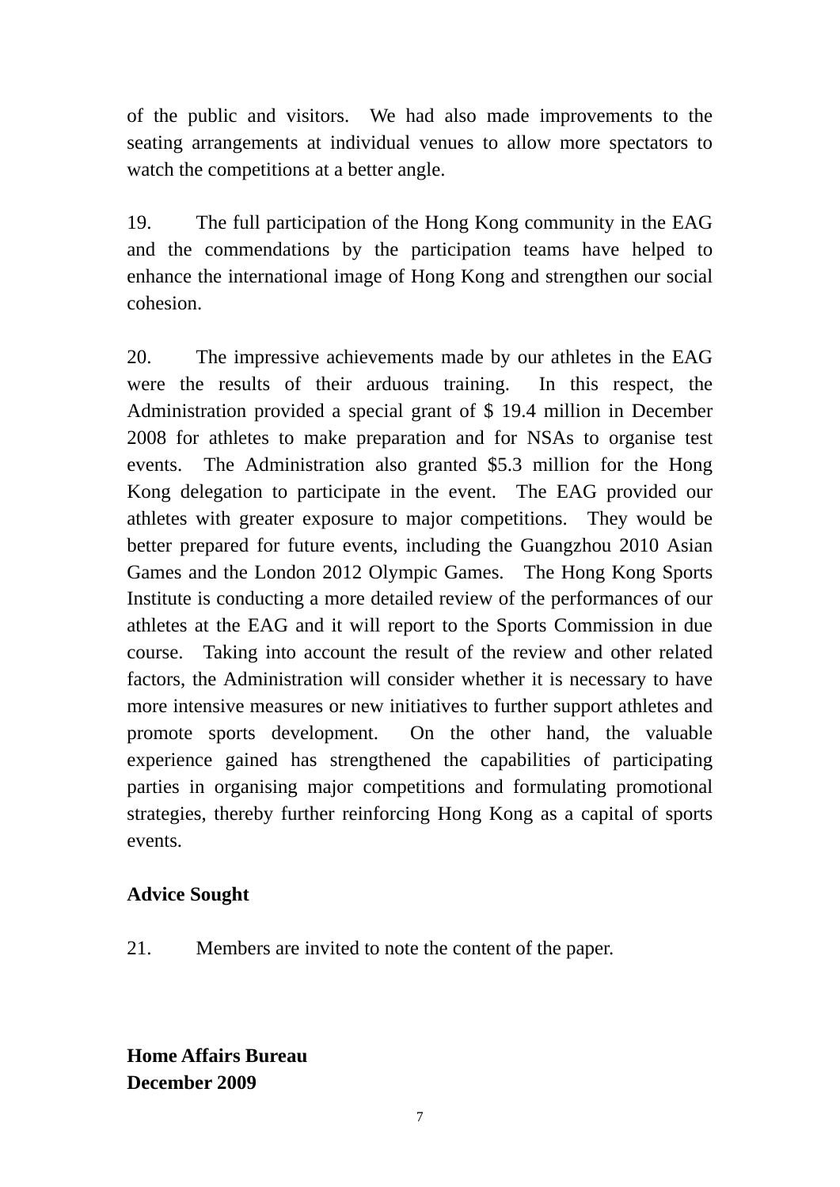of the public and visitors. We had also made improvements to the seating arrangements at individual venues to allow more spectators to watch the competitions at a better angle.

19. The full participation of the Hong Kong community in the EAG and the commendations by the participation teams have helped to enhance the international image of Hong Kong and strengthen our social cohesion.

20. The impressive achievements made by our athletes in the EAG were the results of their arduous training. In this respect, the Administration provided a special grant of $ 19.4 million in December 2008 for athletes to make preparation and for NSAs to organise test events. The Administration also granted $5.3 million for the Hong Kong delegation to participate in the event. The EAG provided our athletes with greater exposure to major competitions. They would be better prepared for future events, including the Guangzhou 2010 Asian Games and the London 2012 Olympic Games. The Hong Kong Sports Institute is conducting a more detailed review of the performances of our athletes at the EAG and it will report to the Sports Commission in due course. Taking into account the result of the review and other related factors, the Administration will consider whether it is necessary to have more intensive measures or new initiatives to further support athletes and promote sports development. On the other hand, the valuable experience gained has strengthened the capabilities of participating parties in organising major competitions and formulating promotional strategies, thereby further reinforcing Hong Kong as a capital of sports events.

**Advice Sought**

21. Members are invited to note the content of the paper.

**Home Affairs Bureau**
**December 2009**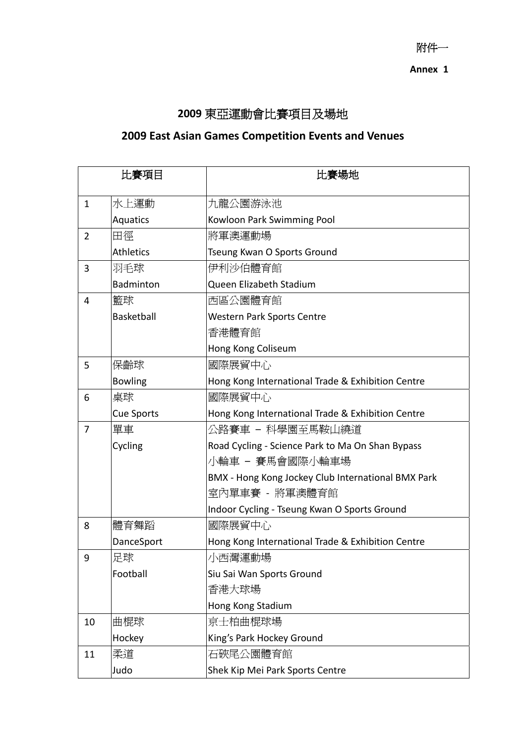附件一

**Annex 1**

## 2009 東亞運動會比賽項目及場地

## 2009 East Asian Games Competition Events and Venues

| 比賽項目 | | 比賽場地 |
|---|---|---|
| 1 | 水上運動<br>Aquatics | 九龍公園游泳池<br>Kowloon Park Swimming Pool |
| 2 | 田徑<br>Athletics | 將軍澳運動場<br>Tseung Kwan O Sports Ground |
| 3 | 羽毛球<br>Badminton | 伊利沙伯體育館<br>Queen Elizabeth Stadium |
| 4 | 籃球<br>Basketball | 西區公園體育館<br>Western Park Sports Centre<br>香港體育館<br>Hong Kong Coliseum |
| 5 | 保齡球<br>Bowling | 國際展貿中心<br>Hong Kong International Trade & Exhibition Centre |
| 6 | 桌球<br>Cue Sports | 國際展貿中心<br>Hong Kong International Trade & Exhibition Centre |
| 7 | 單車<br>Cycling | 公路賽車 – 科學園至馬鞍山繞道<br>Road Cycling - Science Park to Ma On Shan Bypass<br>小輪車 – 賽馬會國際小輪車場<br>BMX - Hong Kong Jockey Club International BMX Park<br>室內單車賽 - 將軍澳體育館<br>Indoor Cycling - Tseung Kwan O Sports Ground |
| 8 | 體育舞蹈<br>DanceSport | 國際展貿中心<br>Hong Kong International Trade & Exhibition Centre |
| 9 | 足球<br>Football | 小西灣運動場<br>Siu Sai Wan Sports Ground<br>香港大球場<br>Hong Kong Stadium |
| 10 | 曲棍球<br>Hockey | 京士柏曲棍球場<br>King's Park Hockey Ground |
| 11 | 柔道<br>Judo | 石硤尾公園體育館<br>Shek Kip Mei Park Sports Centre |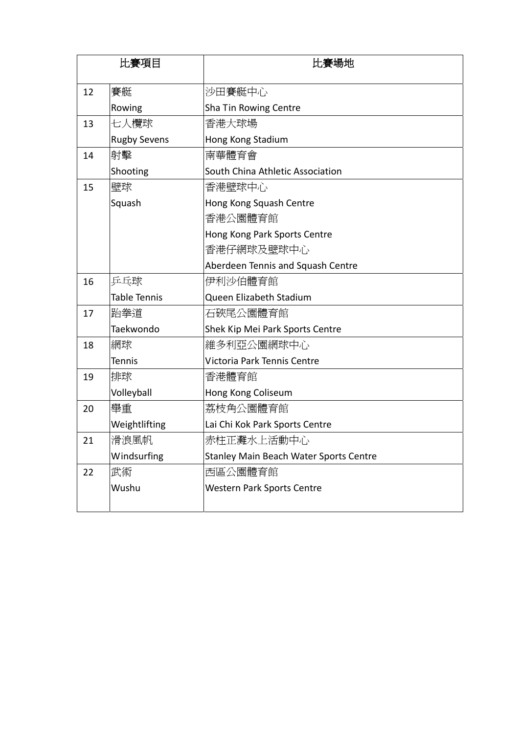| 比賽項目 | | 比賽場地 |
| --- | --- | --- |
| 12 | 賽艇<br>Rowing | 沙田賽艇中心<br>Sha Tin Rowing Centre |
| 13 | 七人欖球<br>Rugby Sevens | 香港大球場<br>Hong Kong Stadium |
| 14 | 射擊<br>Shooting | 南華體育會<br>South China Athletic Association |
| 15 | 壁球<br>Squash | 香港壁球中心<br>Hong Kong Squash Centre<br>香港公園體育館<br>Hong Kong Park Sports Centre<br>香港仔網球及壁球中心<br>Aberdeen Tennis and Squash Centre |
| 16 | 乒乓球<br>Table Tennis | 伊利沙伯體育館<br>Queen Elizabeth Stadium |
| 17 | 跆拳道<br>Taekwondo | 石硤尾公園體育館<br>Shek Kip Mei Park Sports Centre |
| 18 | 網球<br>Tennis | 維多利亞公園網球中心<br>Victoria Park Tennis Centre |
| 19 | 排球<br>Volleyball | 香港體育館<br>Hong Kong Coliseum |
| 20 | 舉重<br>Weightlifting | 荔枝角公園體育館<br>Lai Chi Kok Park Sports Centre |
| 21 | 滑浪風帆<br>Windsurfing | 赤柱正灘水上活動中心<br>Stanley Main Beach Water Sports Centre |
| 22 | 武術<br>Wushu | 西區公園體育館<br>Western Park Sports Centre |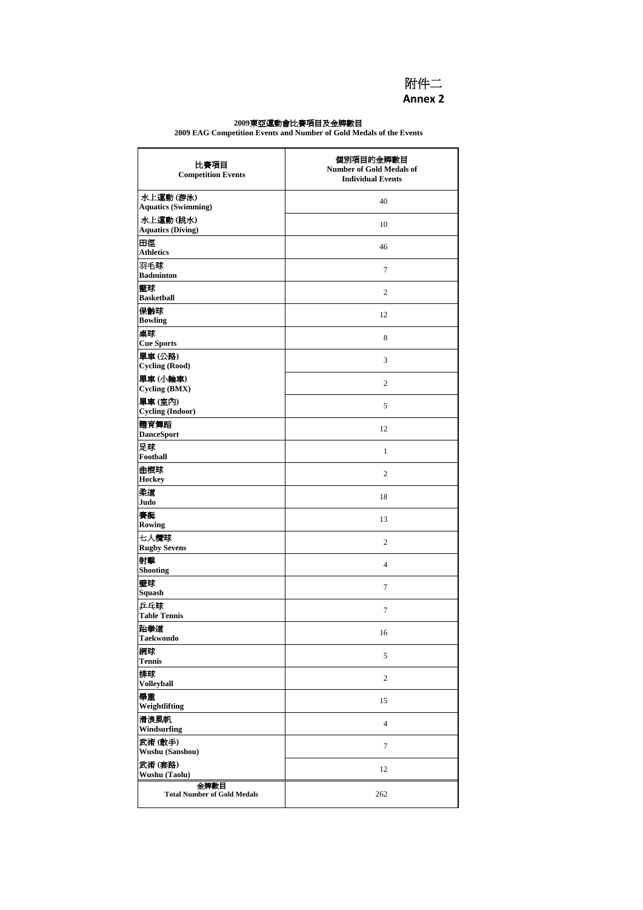附件二
**Annex 2**

**2009東亞運動會比賽項目及金牌數目**
**2009 EAG Competition Events and Number of Gold Medals of the Events**

| 比賽項目 Competition Events | 個別項目的金牌數目 Number of Gold Medals of Individual Events |
|---|---|
| 水上運動 (游泳) Aquatics (Swimming) | 40 |
| 水上運動 (跳水) Aquatics (Diving) | 10 |
| 田徑 Athletics | 46 |
| 羽毛球 Badminton | 7 |
| 籃球 Basketball | 2 |
| 保齡球 Bowling | 12 |
| 桌球 Cue Sports | 8 |
| 單車 (公路) Cycling (Rood) | 3 |
| 單車 (小輪車) Cycling (BMX) | 2 |
| 單車 (室內) Cycling (Indoor) | 5 |
| 體育舞蹈 DanceSport | 12 |
| 足球 Football | 1 |
| 曲棍球 Hockey | 2 |
| 柔道 Judo | 18 |
| 賽艇 Rowing | 13 |
| 七人欖球 Rugby Sevens | 2 |
| 射擊 Shooting | 4 |
| 壁球 Squash | 7 |
| 乒乓球 Table Tennis | 7 |
| 跆拳道 Taekwondo | 16 |
| 網球 Tennis | 5 |
| 排球 Volleyball | 2 |
| 舉重 Weightlifting | 15 |
| 滑浪風帆 Windsurfing | 4 |
| 武術 (散手) Wushu (Sanshou) | 7 |
| 武術 (套路) Wushu (Taolu) | 12 |
| 金牌數目 Total Number of Gold Medals | 262 |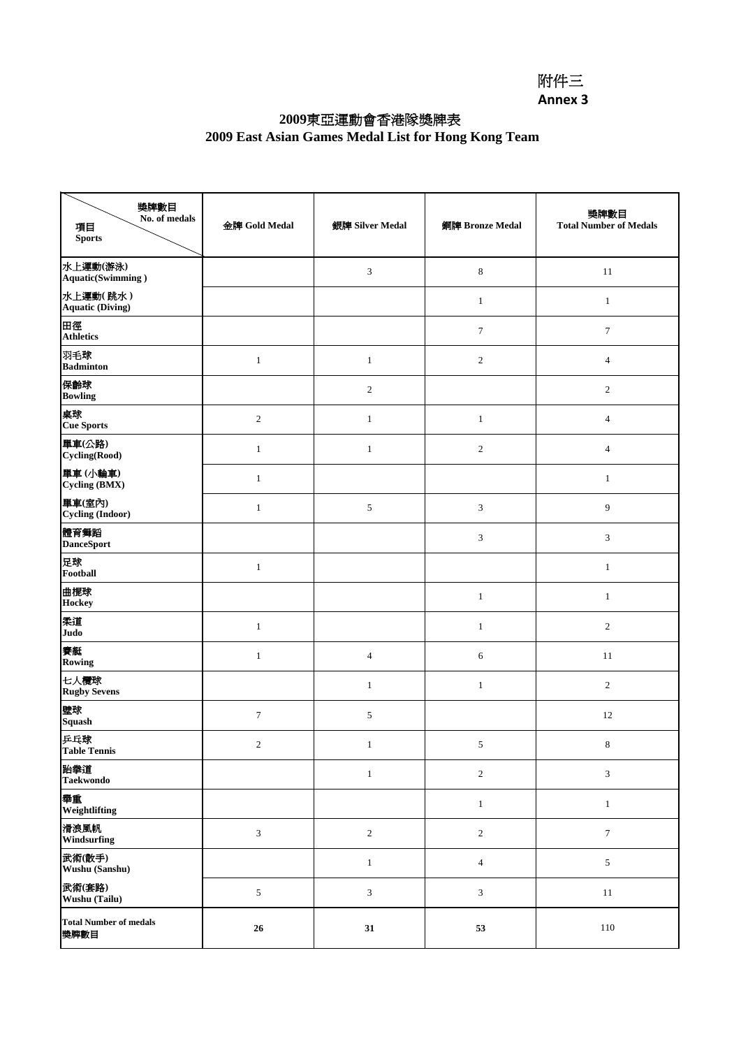附件三
**Annex 3**

# 2009東亞運動會香港隊獎牌表
# 2009 East Asian Games Medal List for Hong Kong Team

| 獎牌數目 No. of medals / 項目 Sports | 金牌 Gold Medal | 銀牌 Silver Medal | 銅牌 Bronze Medal | 獎牌數目 Total Number of Medals |
|---|---|---|---|---|
| 水上運動(游泳) Aquatic(Swimming ) | | 3 | 8 | 11 |
| 水上運動( 跳水 ) Aquatic (Diving) | | | 1 | 1 |
| 田徑 Athletics | | | 7 | 7 |
| 羽毛球 Badminton | 1 | 1 | 2 | 4 |
| 保齡球 Bowling | | 2 | | 2 |
| 桌球 Cue Sports | 2 | 1 | 1 | 4 |
| 單車(公路) Cycling(Rood) | 1 | 1 | 2 | 4 |
| 單車 (小輪車) Cycling (BMX) | 1 | | | 1 |
| 單車(室內) Cycling (Indoor) | 1 | 5 | 3 | 9 |
| 體育舞蹈 DanceSport | | | 3 | 3 |
| 足球 Football | 1 | | | 1 |
| 曲棍球 Hockey | | | 1 | 1 |
| 柔道 Judo | 1 | | 1 | 2 |
| 賽艇 Rowing | 1 | 4 | 6 | 11 |
| 七人欖球 Rugby Sevens | | 1 | 1 | 2 |
| 壁球 Squash | 7 | 5 | | 12 |
| 乒乓球 Table Tennis | 2 | 1 | 5 | 8 |
| 跆拳道 Taekwondo | | 1 | 2 | 3 |
| 舉重 Weightlifting | | | 1 | 1 |
| 滑浪風帆 Windsurfing | 3 | 2 | 2 | 7 |
| 武術(散手) Wushu (Sanshu) | | 1 | 4 | 5 |
| 武術(套路) Wushu (Tailu) | 5 | 3 | 3 | 11 |
| **Total Number of medals 獎牌數目** | **26** | **31** | **53** | 110 |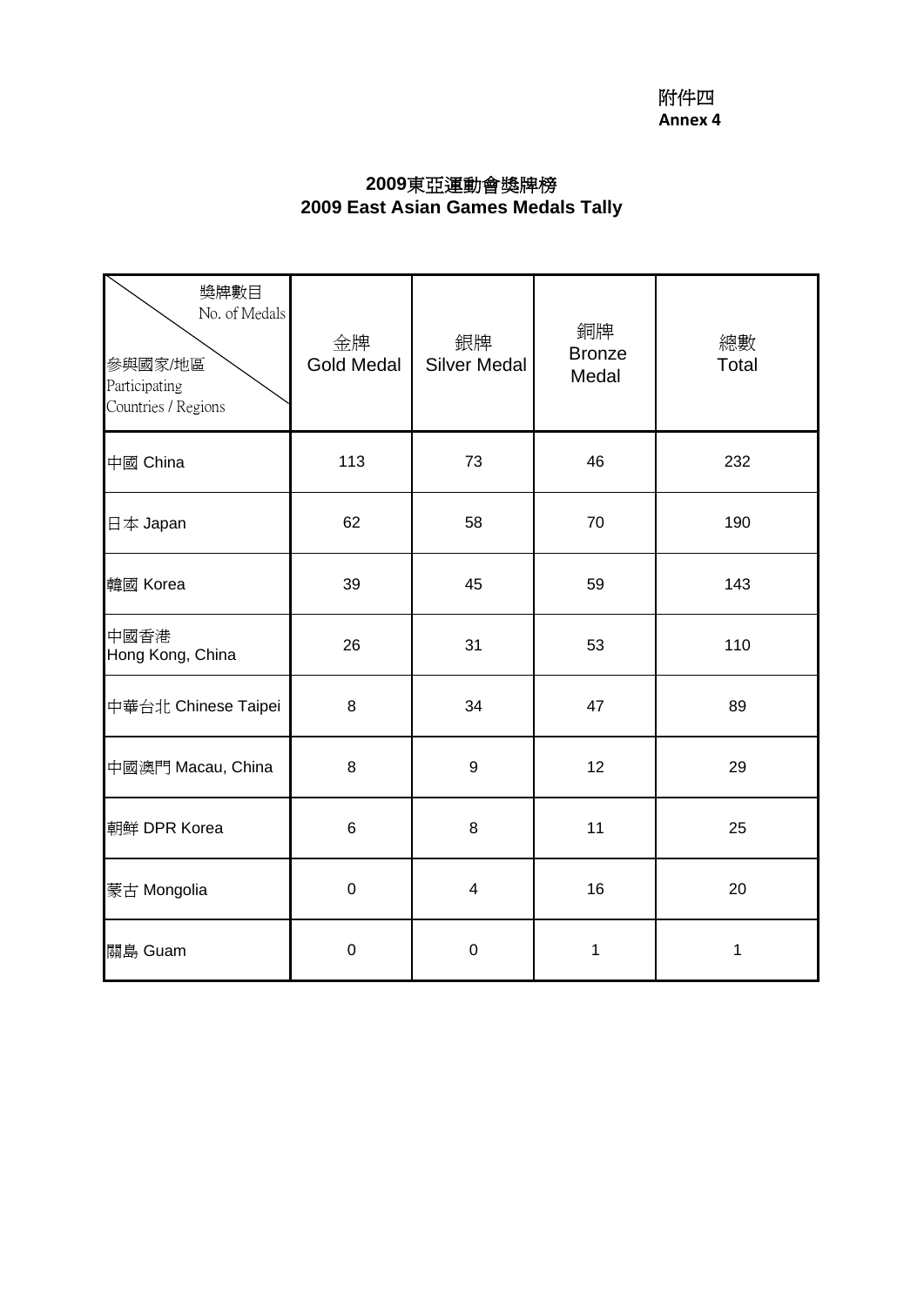附件四
**Annex 4**

# 2009東亞運動會獎牌榜
# 2009 East Asian Games Medals Tally

| 獎牌數目 No. of Medals / 參與國家/地區 Participating Countries / Regions | 金牌 Gold Medal | 銀牌 Silver Medal | 銅牌 Bronze Medal | 總數 Total |
|---|---|---|---|---|
| 中國 China | 113 | 73 | 46 | 232 |
| 日本 Japan | 62 | 58 | 70 | 190 |
| 韓國 Korea | 39 | 45 | 59 | 143 |
| 中國香港 Hong Kong, China | 26 | 31 | 53 | 110 |
| 中華台北 Chinese Taipei | 8 | 34 | 47 | 89 |
| 中國澳門 Macau, China | 8 | 9 | 12 | 29 |
| 朝鮮 DPR Korea | 6 | 8 | 11 | 25 |
| 蒙古 Mongolia | 0 | 4 | 16 | 20 |
| 關島 Guam | 0 | 0 | 1 | 1 |